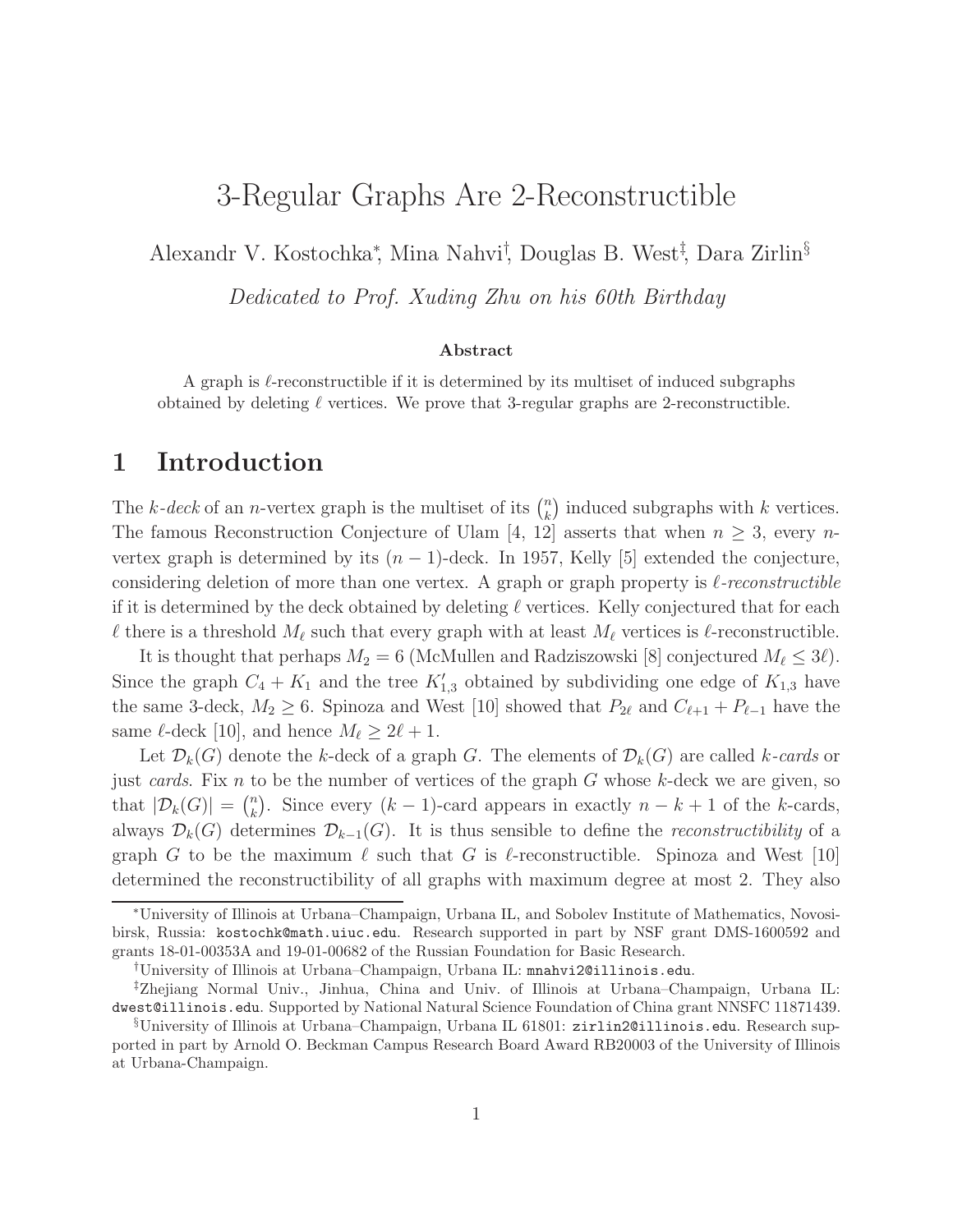# 3-Regular Graphs Are 2-Reconstructible

Alexandr V. Kostochka[*], Mina Nahvi[†], Douglas B. West[‡], Dara Zirlin[§]

*Dedicated to Prof. Xuding Zhu on his 60th Birthday*

### Abstract

A graph is $\ell$-reconstructible if it is determined by its multiset of induced subgraphs obtained by deleting $\ell$ vertices. We prove that 3-regular graphs are 2-reconstructible.

## 1 Introduction

The *$k$-deck* of an $n$-vertex graph is the multiset of its $\binom{n}{k}$ induced subgraphs with $k$ vertices. The famous Reconstruction Conjecture of Ulam [4, 12] asserts that when $n \geq 3$, every $n$-vertex graph is determined by its $(n-1)$-deck. In 1957, Kelly [5] extended the conjecture, considering deletion of more than one vertex. A graph or graph property is *$\ell$-reconstructible* if it is determined by the deck obtained by deleting $\ell$ vertices. Kelly conjectured that for each $\ell$ there is a threshold $M_\ell$ such that every graph with at least $M_\ell$ vertices is $\ell$-reconstructible.

It is thought that perhaps $M_2 = 6$ (McMullen and Radziszowski [8] conjectured $M_\ell \leq 3\ell$). Since the graph $C_4 + K_1$ and the tree $K'_{1,3}$ obtained by subdividing one edge of $K_{1,3}$ have the same 3-deck, $M_2 \geq 6$. Spinoza and West [10] showed that $P_{2\ell}$ and $C_{\ell+1} + P_{\ell-1}$ have the same $\ell$-deck [10], and hence $M_\ell \geq 2\ell + 1$.

Let $\mathcal{D}_k(G)$ denote the $k$-deck of a graph $G$. The elements of $\mathcal{D}_k(G)$ are called *$k$-cards* or just *cards*. Fix $n$ to be the number of vertices of the graph $G$ whose $k$-deck we are given, so that $|\mathcal{D}_k(G)| = \binom{n}{k}$. Since every $(k-1)$-card appears in exactly $n-k+1$ of the $k$-cards, always $\mathcal{D}_k(G)$ determines $\mathcal{D}_{k-1}(G)$. It is thus sensible to define the *reconstructibility* of a graph $G$ to be the maximum $\ell$ such that $G$ is $\ell$-reconstructible. Spinoza and West [10] determined the reconstructibility of all graphs with maximum degree at most 2. They also

---

[*] University of Illinois at Urbana–Champaign, Urbana IL, and Sobolev Institute of Mathematics, Novosibirsk, Russia: kostochk@math.uiuc.edu. Research supported in part by NSF grant DMS-1600592 and grants 18-01-00353A and 19-01-00682 of the Russian Foundation for Basic Research.

[†] University of Illinois at Urbana–Champaign, Urbana IL: mnahvi2@illinois.edu.

[‡] Zhejiang Normal Univ., Jinhua, China and Univ. of Illinois at Urbana–Champaign, Urbana IL: dwest@illinois.edu. Supported by National Natural Science Foundation of China grant NNSFC 11871439.

[§] University of Illinois at Urbana–Champaign, Urbana IL 61801: zirlin2@illinois.edu. Research supported in part by Arnold O. Beckman Campus Research Board Award RB20003 of the University of Illinois at Urbana-Champaign.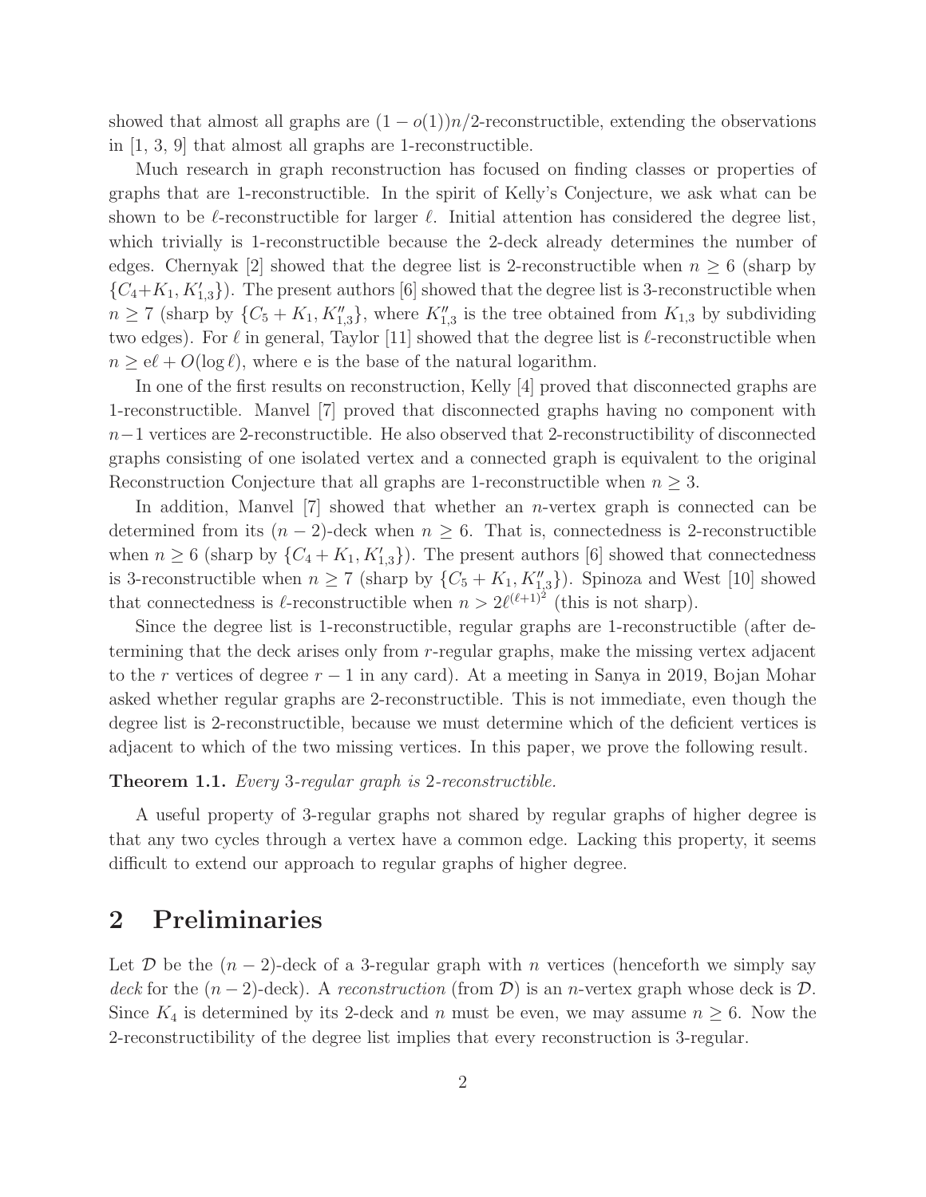showed that almost all graphs are $(1 - o(1))n/2$-reconstructible, extending the observations in [1, 3, 9] that almost all graphs are 1-reconstructible.

Much research in graph reconstruction has focused on finding classes or properties of graphs that are 1-reconstructible. In the spirit of Kelly's Conjecture, we ask what can be shown to be $\ell$-reconstructible for larger $\ell$. Initial attention has considered the degree list, which trivially is 1-reconstructible because the 2-deck already determines the number of edges. Chernyak [2] showed that the degree list is 2-reconstructible when $n \ge 6$ (sharp by $\{C_4 + K_1, K'_{1,3}\}$). The present authors [6] showed that the degree list is 3-reconstructible when $n \ge 7$ (sharp by $\{C_5 + K_1, K''_{1,3}\}$, where $K''_{1,3}$ is the tree obtained from $K_{1,3}$ by subdividing two edges). For $\ell$ in general, Taylor [11] showed that the degree list is $\ell$-reconstructible when $n \ge \mathrm{e}\ell + O(\log \ell)$, where e is the base of the natural logarithm.

In one of the first results on reconstruction, Kelly [4] proved that disconnected graphs are 1-reconstructible. Manvel [7] proved that disconnected graphs having no component with $n-1$ vertices are 2-reconstructible. He also observed that 2-reconstructibility of disconnected graphs consisting of one isolated vertex and a connected graph is equivalent to the original Reconstruction Conjecture that all graphs are 1-reconstructible when $n \ge 3$.

In addition, Manvel [7] showed that whether an $n$-vertex graph is connected can be determined from its $(n-2)$-deck when $n \ge 6$. That is, connectedness is 2-reconstructible when $n \ge 6$ (sharp by $\{C_4 + K_1, K'_{1,3}\}$). The present authors [6] showed that connectedness is 3-reconstructible when $n \ge 7$ (sharp by $\{C_5 + K_1, K''_{1,3}\}$). Spinoza and West [10] showed that connectedness is $\ell$-reconstructible when $n > 2\ell^{(\ell+1)^2}$ (this is not sharp).

Since the degree list is 1-reconstructible, regular graphs are 1-reconstructible (after determining that the deck arises only from $r$-regular graphs, make the missing vertex adjacent to the $r$ vertices of degree $r-1$ in any card). At a meeting in Sanya in 2019, Bojan Mohar asked whether regular graphs are 2-reconstructible. This is not immediate, even though the degree list is 2-reconstructible, because we must determine which of the deficient vertices is adjacent to which of the two missing vertices. In this paper, we prove the following result.

**Theorem 1.1.** *Every 3-regular graph is 2-reconstructible.*

A useful property of 3-regular graphs not shared by regular graphs of higher degree is that any two cycles through a vertex have a common edge. Lacking this property, it seems difficult to extend our approach to regular graphs of higher degree.

## 2 Preliminaries

Let $\mathcal{D}$ be the $(n-2)$-deck of a 3-regular graph with $n$ vertices (henceforth we simply say *deck* for the $(n-2)$-deck). A *reconstruction* (from $\mathcal{D}$) is an $n$-vertex graph whose deck is $\mathcal{D}$. Since $K_4$ is determined by its 2-deck and $n$ must be even, we may assume $n \ge 6$. Now the 2-reconstructibility of the degree list implies that every reconstruction is 3-regular.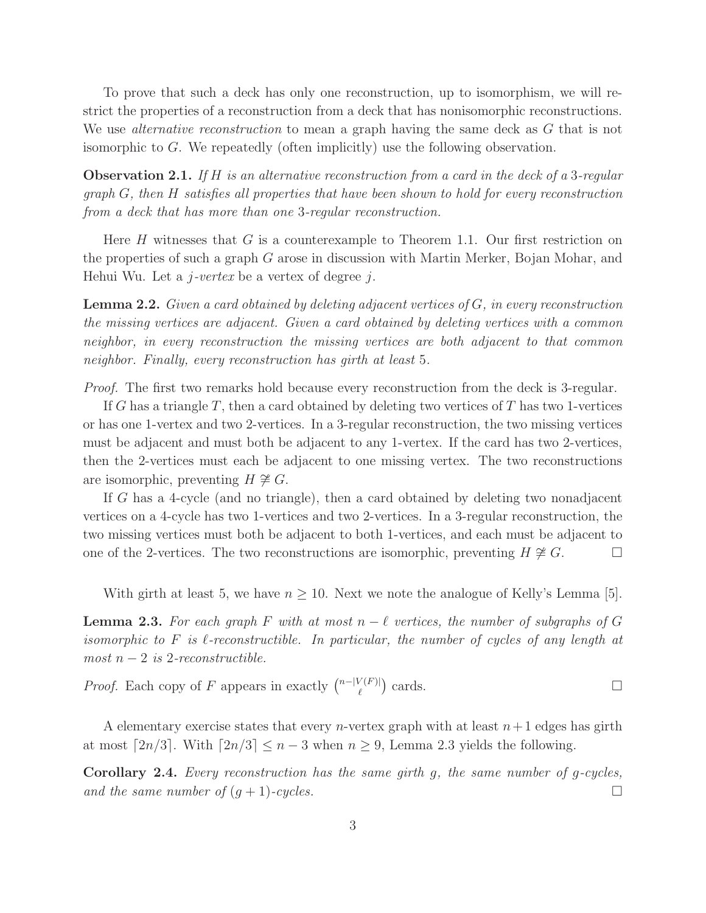To prove that such a deck has only one reconstruction, up to isomorphism, we will restrict the properties of a reconstruction from a deck that has nonisomorphic reconstructions. We use *alternative reconstruction* to mean a graph having the same deck as $G$ that is not isomorphic to $G$. We repeatedly (often implicitly) use the following observation.

**Observation 2.1.** *If $H$ is an alternative reconstruction from a card in the deck of a 3-regular graph $G$, then $H$ satisfies all properties that have been shown to hold for every reconstruction from a deck that has more than one 3-regular reconstruction.*

Here $H$ witnesses that $G$ is a counterexample to Theorem 1.1. Our first restriction on the properties of such a graph $G$ arose in discussion with Martin Merker, Bojan Mohar, and Hehui Wu. Let a *$j$-vertex* be a vertex of degree $j$.

**Lemma 2.2.** *Given a card obtained by deleting adjacent vertices of $G$, in every reconstruction the missing vertices are adjacent. Given a card obtained by deleting vertices with a common neighbor, in every reconstruction the missing vertices are both adjacent to that common neighbor. Finally, every reconstruction has girth at least 5.*

*Proof.* The first two remarks hold because every reconstruction from the deck is 3-regular.

If $G$ has a triangle $T$, then a card obtained by deleting two vertices of $T$ has two 1-vertices or has one 1-vertex and two 2-vertices. In a 3-regular reconstruction, the two missing vertices must be adjacent and must both be adjacent to any 1-vertex. If the card has two 2-vertices, then the 2-vertices must each be adjacent to one missing vertex. The two reconstructions are isomorphic, preventing $H \not\cong G$.

If $G$ has a 4-cycle (and no triangle), then a card obtained by deleting two nonadjacent vertices on a 4-cycle has two 1-vertices and two 2-vertices. In a 3-regular reconstruction, the two missing vertices must both be adjacent to both 1-vertices, and each must be adjacent to one of the 2-vertices. The two reconstructions are isomorphic, preventing $H \not\cong G$. $\square$

With girth at least 5, we have $n \geq 10$. Next we note the analogue of Kelly's Lemma [5].

**Lemma 2.3.** *For each graph $F$ with at most $n - \ell$ vertices, the number of subgraphs of $G$ isomorphic to $F$ is $\ell$-reconstructible. In particular, the number of cycles of any length at most $n - 2$ is 2-reconstructible.*

*Proof.* Each copy of $F$ appears in exactly $\binom{n-|V(F)|}{\ell}$ cards. $\square$

A elementary exercise states that every $n$-vertex graph with at least $n+1$ edges has girth at most $\lceil 2n/3 \rceil$. With $\lceil 2n/3 \rceil \leq n - 3$ when $n \geq 9$, Lemma 2.3 yields the following.

**Corollary 2.4.** *Every reconstruction has the same girth $g$, the same number of $g$-cycles, and the same number of $(g+1)$-cycles.* $\square$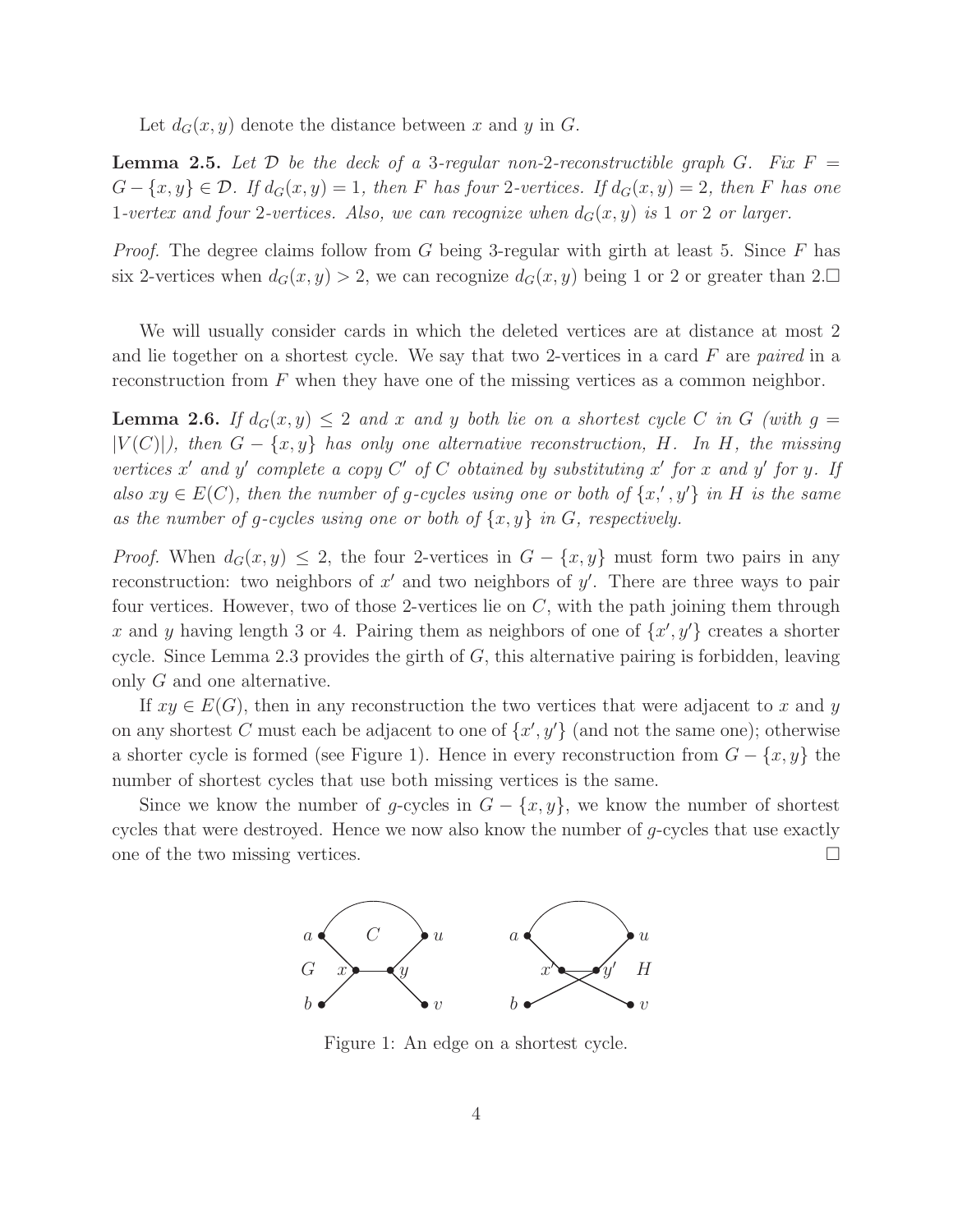Let $d_G(x, y)$ denote the distance between $x$ and $y$ in $G$.

**Lemma 2.5.** *Let $\mathcal{D}$ be the deck of a 3-regular non-2-reconstructible graph $G$. Fix $F = G - \{x, y\} \in \mathcal{D}$. If $d_G(x, y) = 1$, then $F$ has four 2-vertices. If $d_G(x, y) = 2$, then $F$ has one 1-vertex and four 2-vertices. Also, we can recognize when $d_G(x, y)$ is 1 or 2 or larger.*

*Proof.* The degree claims follow from $G$ being 3-regular with girth at least 5. Since $F$ has six 2-vertices when $d_G(x, y) > 2$, we can recognize $d_G(x, y)$ being 1 or 2 or greater than 2. □

We will usually consider cards in which the deleted vertices are at distance at most 2 and lie together on a shortest cycle. We say that two 2-vertices in a card $F$ are *paired* in a reconstruction from $F$ when they have one of the missing vertices as a common neighbor.

**Lemma 2.6.** *If $d_G(x, y) \le 2$ and $x$ and $y$ both lie on a shortest cycle $C$ in $G$ (with $g = |V(C)|$), then $G - \{x, y\}$ has only one alternative reconstruction, $H$. In $H$, the missing vertices $x'$ and $y'$ complete a copy $C'$ of $C$ obtained by substituting $x'$ for $x$ and $y'$ for $y$. If also $xy \in E(C)$, then the number of $g$-cycles using one or both of $\{x,' , y'\}$ in $H$ is the same as the number of $g$-cycles using one or both of $\{x, y\}$ in $G$, respectively.*

*Proof.* When $d_G(x, y) \le 2$, the four 2-vertices in $G - \{x, y\}$ must form two pairs in any reconstruction: two neighbors of $x'$ and two neighbors of $y'$. There are three ways to pair four vertices. However, two of those 2-vertices lie on $C$, with the path joining them through $x$ and $y$ having length 3 or 4. Pairing them as neighbors of one of $\{x', y'\}$ creates a shorter cycle. Since Lemma 2.3 provides the girth of $G$, this alternative pairing is forbidden, leaving only $G$ and one alternative.

If $xy \in E(G)$, then in any reconstruction the two vertices that were adjacent to $x$ and $y$ on any shortest $C$ must each be adjacent to one of $\{x', y'\}$ (and not the same one); otherwise a shorter cycle is formed (see Figure 1). Hence in every reconstruction from $G - \{x, y\}$ the number of shortest cycles that use both missing vertices is the same.

Since we know the number of $g$-cycles in $G - \{x, y\}$, we know the number of shortest cycles that were destroyed. Hence we now also know the number of $g$-cycles that use exactly one of the two missing vertices. □

Figure 1: An edge on a shortest cycle.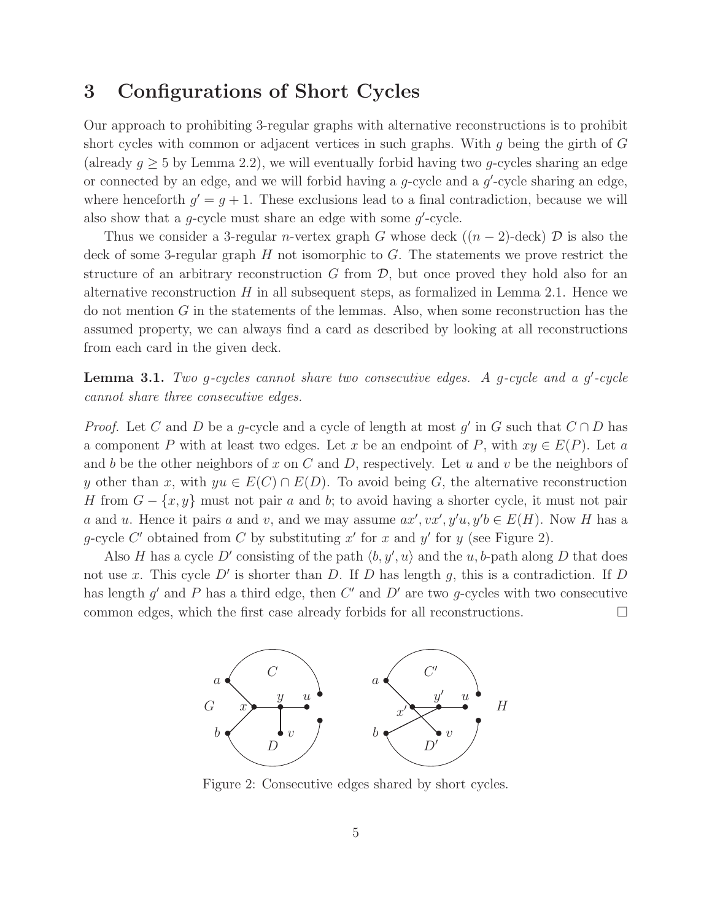## 3 Configurations of Short Cycles

Our approach to prohibiting 3-regular graphs with alternative reconstructions is to prohibit short cycles with common or adjacent vertices in such graphs. With $g$ being the girth of $G$ (already $g \geq 5$ by Lemma 2.2), we will eventually forbid having two $g$-cycles sharing an edge or connected by an edge, and we will forbid having a $g$-cycle and a $g'$-cycle sharing an edge, where henceforth $g' = g + 1$. These exclusions lead to a final contradiction, because we will also show that a $g$-cycle must share an edge with some $g'$-cycle.

Thus we consider a 3-regular $n$-vertex graph $G$ whose deck ($(n-2)$-deck) $\mathcal{D}$ is also the deck of some 3-regular graph $H$ not isomorphic to $G$. The statements we prove restrict the structure of an arbitrary reconstruction $G$ from $\mathcal{D}$, but once proved they hold also for an alternative reconstruction $H$ in all subsequent steps, as formalized in Lemma 2.1. Hence we do not mention $G$ in the statements of the lemmas. Also, when some reconstruction has the assumed property, we can always find a card as described by looking at all reconstructions from each card in the given deck.

**Lemma 3.1.** *Two $g$-cycles cannot share two consecutive edges. A $g$-cycle and a $g'$-cycle cannot share three consecutive edges.*

*Proof.* Let $C$ and $D$ be a $g$-cycle and a cycle of length at most $g'$ in $G$ such that $C \cap D$ has a component $P$ with at least two edges. Let $x$ be an endpoint of $P$, with $xy \in E(P)$. Let $a$ and $b$ be the other neighbors of $x$ on $C$ and $D$, respectively. Let $u$ and $v$ be the neighbors of $y$ other than $x$, with $yu \in E(C) \cap E(D)$. To avoid being $G$, the alternative reconstruction $H$ from $G - \{x, y\}$ must not pair $a$ and $b$; to avoid having a shorter cycle, it must not pair $a$ and $u$. Hence it pairs $a$ and $v$, and we may assume $ax', vx', y'u, y'b \in E(H)$. Now $H$ has a $g$-cycle $C'$ obtained from $C$ by substituting $x'$ for $x$ and $y'$ for $y$ (see Figure 2).

Also $H$ has a cycle $D'$ consisting of the path $\langle b, y', u \rangle$ and the $u, b$-path along $D$ that does not use $x$. This cycle $D'$ is shorter than $D$. If $D$ has length $g$, this is a contradiction. If $D$ has length $g'$ and $P$ has a third edge, then $C'$ and $D'$ are two $g$-cycles with two consecutive common edges, which the first case already forbids for all reconstructions. $\square$

Figure 2: Consecutive edges shared by short cycles.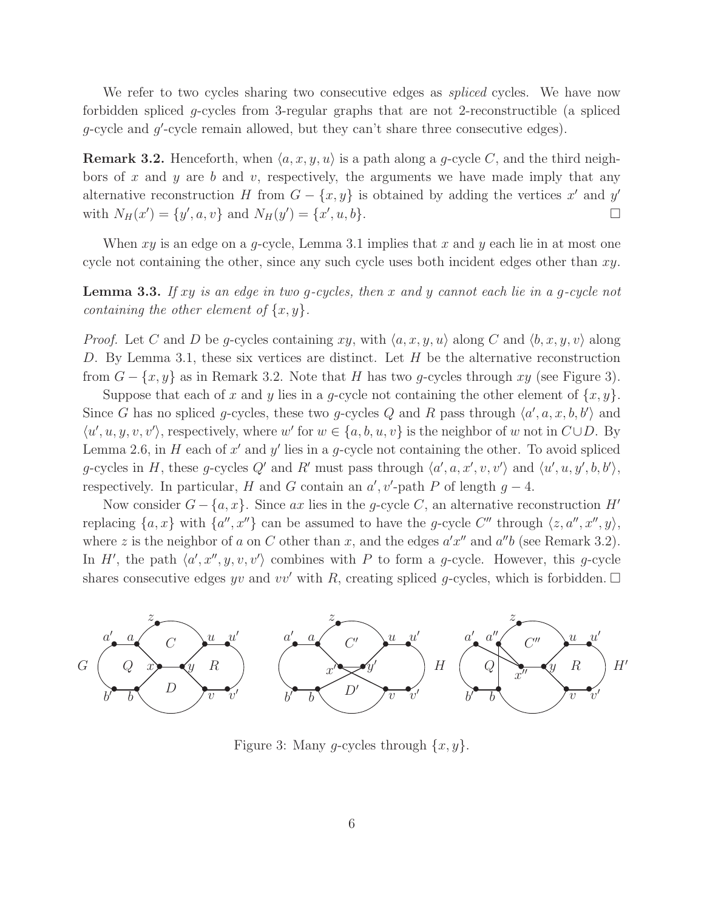We refer to two cycles sharing two consecutive edges as *spliced* cycles. We have now forbidden spliced $g$-cycles from 3-regular graphs that are not 2-reconstructible (a spliced $g$-cycle and $g'$-cycle remain allowed, but they can't share three consecutive edges).

**Remark 3.2.** Henceforth, when $\langle a, x, y, u\rangle$ is a path along a $g$-cycle $C$, and the third neighbors of $x$ and $y$ are $b$ and $v$, respectively, the arguments we have made imply that any alternative reconstruction $H$ from $G - \{x, y\}$ is obtained by adding the vertices $x'$ and $y'$ with $N_H(x') = \{y', a, v\}$ and $N_H(y') = \{x', u, b\}$. □

When $xy$ is an edge on a $g$-cycle, Lemma 3.1 implies that $x$ and $y$ each lie in at most one cycle not containing the other, since any such cycle uses both incident edges other than $xy$.

**Lemma 3.3.** *If $xy$ is an edge in two $g$-cycles, then $x$ and $y$ cannot each lie in a $g$-cycle not containing the other element of $\{x, y\}$.*

*Proof.* Let $C$ and $D$ be $g$-cycles containing $xy$, with $\langle a, x, y, u\rangle$ along $C$ and $\langle b, x, y, v\rangle$ along $D$. By Lemma 3.1, these six vertices are distinct. Let $H$ be the alternative reconstruction from $G - \{x, y\}$ as in Remark 3.2. Note that $H$ has two $g$-cycles through $xy$ (see Figure 3).

Suppose that each of $x$ and $y$ lies in a $g$-cycle not containing the other element of $\{x, y\}$. Since $G$ has no spliced $g$-cycles, these two $g$-cycles $Q$ and $R$ pass through $\langle a', a, x, b, b'\rangle$ and $\langle u', u, y, v, v'\rangle$, respectively, where $w'$ for $w \in \{a, b, u, v\}$ is the neighbor of $w$ not in $C \cup D$. By Lemma 2.6, in $H$ each of $x'$ and $y'$ lies in a $g$-cycle not containing the other. To avoid spliced $g$-cycles in $H$, these $g$-cycles $Q'$ and $R'$ must pass through $\langle a', a, x', v, v'\rangle$ and $\langle u', u, y', b, b'\rangle$, respectively. In particular, $H$ and $G$ contain an $a', v'$-path $P$ of length $g - 4$.

Now consider $G - \{a, x\}$. Since $ax$ lies in the $g$-cycle $C$, an alternative reconstruction $H'$ replacing $\{a, x\}$ with $\{a'', x''\}$ can be assumed to have the $g$-cycle $C''$ through $\langle z, a'', x'', y\rangle$, where $z$ is the neighbor of $a$ on $C$ other than $x$, and the edges $a'x''$ and $a''b$ (see Remark 3.2). In $H'$, the path $\langle a', x'', y, v, v'\rangle$ combines with $P$ to form a $g$-cycle. However, this $g$-cycle shares consecutive edges $yv$ and $vv'$ with $R$, creating spliced $g$-cycles, which is forbidden. □

Figure 3: Many $g$-cycles through $\{x, y\}$.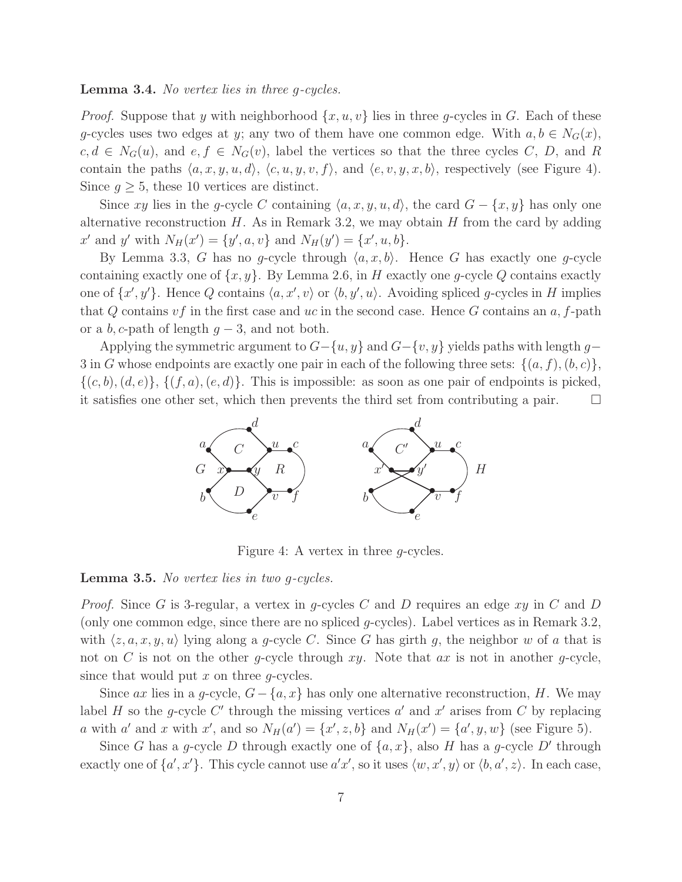**Lemma 3.4.** *No vertex lies in three g-cycles.*

*Proof.* Suppose that $y$ with neighborhood $\{x, u, v\}$ lies in three $g$-cycles in $G$. Each of these $g$-cycles uses two edges at $y$; any two of them have one common edge. With $a, b \in N_G(x)$, $c, d \in N_G(u)$, and $e, f \in N_G(v)$, label the vertices so that the three cycles $C$, $D$, and $R$ contain the paths $\langle a, x, y, u, d\rangle$, $\langle c, u, y, v, f\rangle$, and $\langle e, v, y, x, b\rangle$, respectively (see Figure 4). Since $g \geq 5$, these 10 vertices are distinct.

Since $xy$ lies in the $g$-cycle $C$ containing $\langle a, x, y, u, d\rangle$, the card $G - \{x, y\}$ has only one alternative reconstruction $H$. As in Remark 3.2, we may obtain $H$ from the card by adding $x'$ and $y'$ with $N_H(x') = \{y', a, v\}$ and $N_H(y') = \{x', u, b\}$.

By Lemma 3.3, $G$ has no $g$-cycle through $\langle a, x, b\rangle$. Hence $G$ has exactly one $g$-cycle containing exactly one of $\{x, y\}$. By Lemma 2.6, in $H$ exactly one $g$-cycle $Q$ contains exactly one of $\{x', y'\}$. Hence $Q$ contains $\langle a, x', v\rangle$ or $\langle b, y', u\rangle$. Avoiding spliced $g$-cycles in $H$ implies that $Q$ contains $vf$ in the first case and $uc$ in the second case. Hence $G$ contains an $a, f$-path or a $b, c$-path of length $g - 3$, and not both.

Applying the symmetric argument to $G-\{u, y\}$ and $G-\{v, y\}$ yields paths with length $g-3$ in $G$ whose endpoints are exactly one pair in each of the following three sets: $\{(a, f), (b, c)\}$, $\{(c, b), (d, e)\}$, $\{(f, a), (e, d)\}$. This is impossible: as soon as one pair of endpoints is picked, it satisfies one other set, which then prevents the third set from contributing a pair. $\square$

Figure 4: A vertex in three $g$-cycles.

**Lemma 3.5.** *No vertex lies in two g-cycles.*

*Proof.* Since $G$ is 3-regular, a vertex in $g$-cycles $C$ and $D$ requires an edge $xy$ in $C$ and $D$ (only one common edge, since there are no spliced $g$-cycles). Label vertices as in Remark 3.2, with $\langle z, a, x, y, u\rangle$ lying along a $g$-cycle $C$. Since $G$ has girth $g$, the neighbor $w$ of $a$ that is not on $C$ is not on the other $g$-cycle through $xy$. Note that $ax$ is not in another $g$-cycle, since that would put $x$ on three $g$-cycles.

Since $ax$ lies in a $g$-cycle, $G - \{a, x\}$ has only one alternative reconstruction, $H$. We may label $H$ so the $g$-cycle $C'$ through the missing vertices $a'$ and $x'$ arises from $C$ by replacing $a$ with $a'$ and $x$ with $x'$, and so $N_H(a') = \{x', z, b\}$ and $N_H(x') = \{a', y, w\}$ (see Figure 5).

Since $G$ has a $g$-cycle $D$ through exactly one of $\{a, x\}$, also $H$ has a $g$-cycle $D'$ through exactly one of $\{a', x'\}$. This cycle cannot use $a'x'$, so it uses $\langle w, x', y\rangle$ or $\langle b, a', z\rangle$. In each case,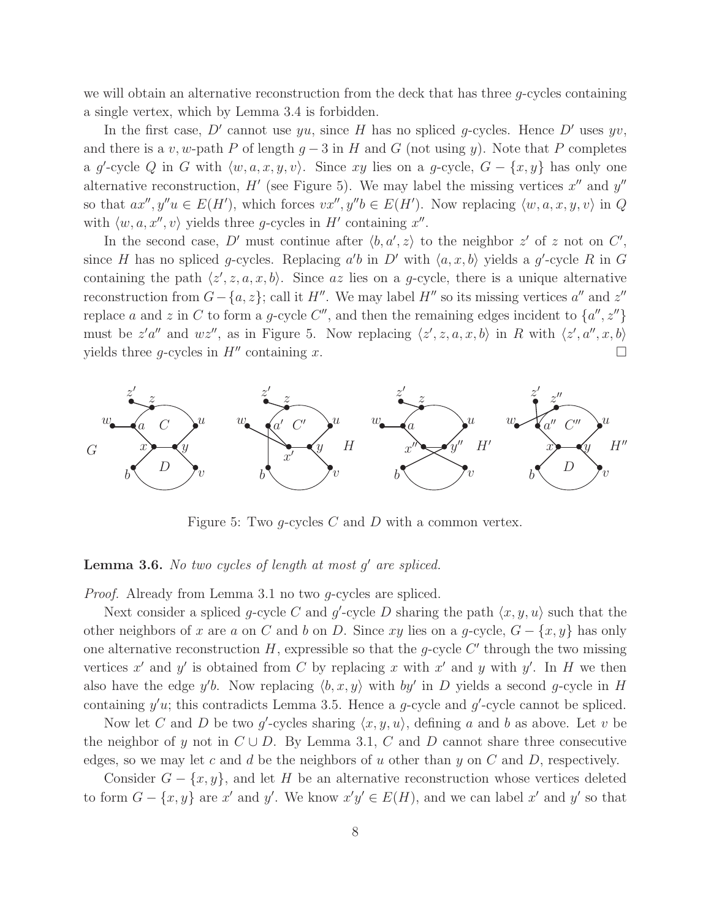we will obtain an alternative reconstruction from the deck that has three $g$-cycles containing a single vertex, which by Lemma 3.4 is forbidden.

In the first case, $D'$ cannot use $yu$, since $H$ has no spliced $g$-cycles. Hence $D'$ uses $yv$, and there is a $v,w$-path $P$ of length $g-3$ in $H$ and $G$ (not using $y$). Note that $P$ completes a $g'$-cycle $Q$ in $G$ with $\langle w,a,x,y,v\rangle$. Since $xy$ lies on a $g$-cycle, $G-\{x,y\}$ has only one alternative reconstruction, $H'$ (see Figure 5). We may label the missing vertices $x''$ and $y''$ so that $ax'', y''u \in E(H')$, which forces $vx'', y''b \in E(H')$. Now replacing $\langle w,a,x,y,v\rangle$ in $Q$ with $\langle w,a,x'',v\rangle$ yields three $g$-cycles in $H'$ containing $x''$.

In the second case, $D'$ must continue after $\langle b,a',z\rangle$ to the neighbor $z'$ of $z$ not on $C'$, since $H$ has no spliced $g$-cycles. Replacing $a'b$ in $D'$ with $\langle a,x,b\rangle$ yields a $g'$-cycle $R$ in $G$ containing the path $\langle z',z,a,x,b\rangle$. Since $az$ lies on a $g$-cycle, there is a unique alternative reconstruction from $G-\{a,z\}$; call it $H''$. We may label $H''$ so its missing vertices $a''$ and $z''$ replace $a$ and $z$ in $C$ to form a $g$-cycle $C''$, and then the remaining edges incident to $\{a'',z''\}$ must be $z'a''$ and $wz''$, as in Figure 5. Now replacing $\langle z',z,a,x,b\rangle$ in $R$ with $\langle z',a'',x,b\rangle$ yields three $g$-cycles in $H''$ containing $x$. $\square$

Figure 5: Two $g$-cycles $C$ and $D$ with a common vertex.

**Lemma 3.6.** *No two cycles of length at most $g'$ are spliced.*

*Proof.* Already from Lemma 3.1 no two $g$-cycles are spliced.

Next consider a spliced $g$-cycle $C$ and $g'$-cycle $D$ sharing the path $\langle x,y,u\rangle$ such that the other neighbors of $x$ are $a$ on $C$ and $b$ on $D$. Since $xy$ lies on a $g$-cycle, $G-\{x,y\}$ has only one alternative reconstruction $H$, expressible so that the $g$-cycle $C'$ through the two missing vertices $x'$ and $y'$ is obtained from $C$ by replacing $x$ with $x'$ and $y$ with $y'$. In $H$ we then also have the edge $y'b$. Now replacing $\langle b,x,y\rangle$ with $by'$ in $D$ yields a second $g$-cycle in $H$ containing $y'u$; this contradicts Lemma 3.5. Hence a $g$-cycle and $g'$-cycle cannot be spliced.

Now let $C$ and $D$ be two $g'$-cycles sharing $\langle x,y,u\rangle$, defining $a$ and $b$ as above. Let $v$ be the neighbor of $y$ not in $C\cup D$. By Lemma 3.1, $C$ and $D$ cannot share three consecutive edges, so we may let $c$ and $d$ be the neighbors of $u$ other than $y$ on $C$ and $D$, respectively.

Consider $G-\{x,y\}$, and let $H$ be an alternative reconstruction whose vertices deleted to form $G-\{x,y\}$ are $x'$ and $y'$. We know $x'y'\in E(H)$, and we can label $x'$ and $y'$ so that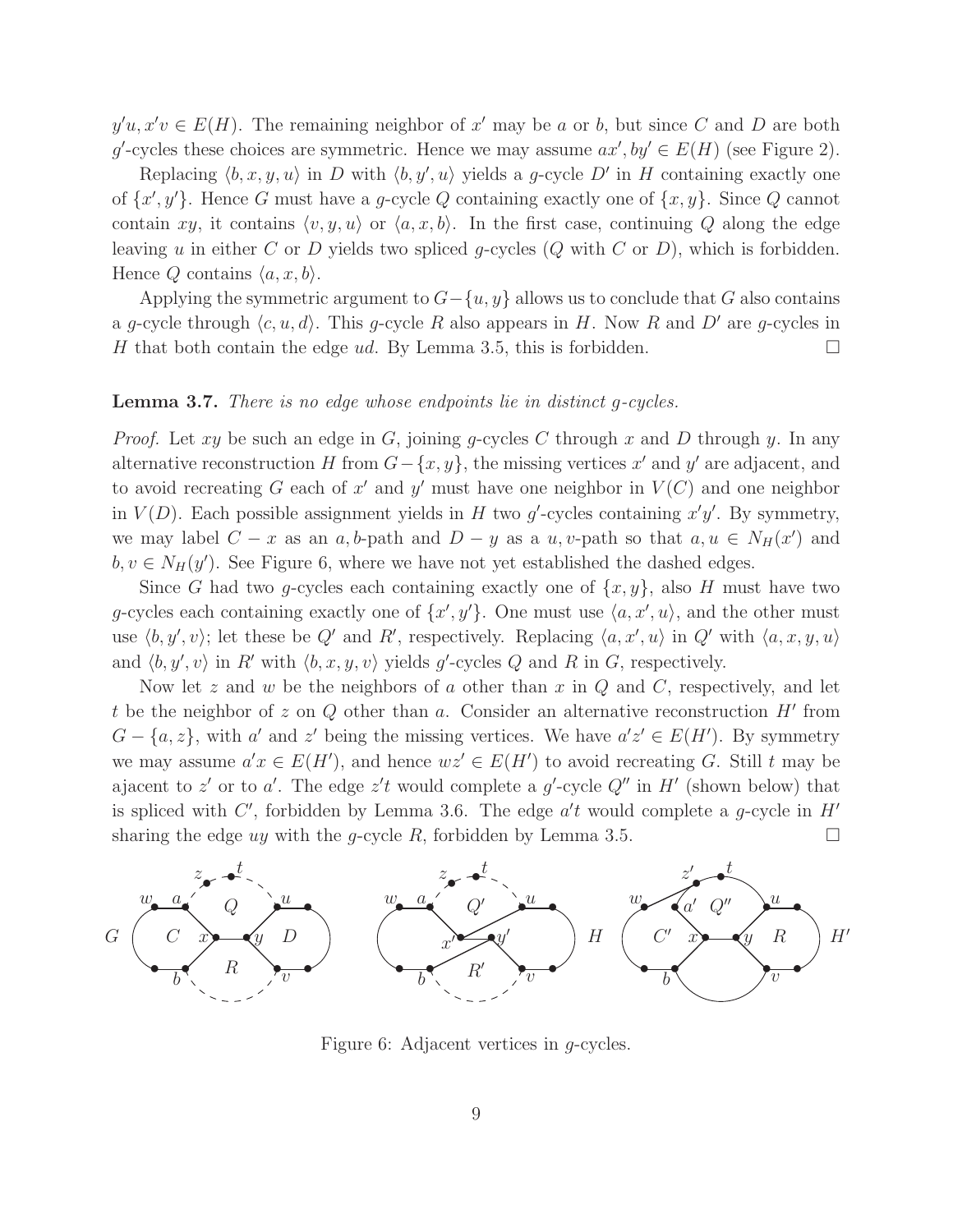$y'u, x'v \in E(H)$. The remaining neighbor of $x'$ may be $a$ or $b$, but since $C$ and $D$ are both $g'$-cycles these choices are symmetric. Hence we may assume $ax', by' \in E(H)$ (see Figure 2).

Replacing $\langle b, x, y, u\rangle$ in $D$ with $\langle b, y', u\rangle$ yields a $g$-cycle $D'$ in $H$ containing exactly one of $\{x', y'\}$. Hence $G$ must have a $g$-cycle $Q$ containing exactly one of $\{x, y\}$. Since $Q$ cannot contain $xy$, it contains $\langle v, y, u\rangle$ or $\langle a, x, b\rangle$. In the first case, continuing $Q$ along the edge leaving $u$ in either $C$ or $D$ yields two spliced $g$-cycles ($Q$ with $C$ or $D$), which is forbidden. Hence $Q$ contains $\langle a, x, b\rangle$.

Applying the symmetric argument to $G - \{u, y\}$ allows us to conclude that $G$ also contains a $g$-cycle through $\langle c, u, d\rangle$. This $g$-cycle $R$ also appears in $H$. Now $R$ and $D'$ are $g$-cycles in $H$ that both contain the edge $ud$. By Lemma 3.5, this is forbidden. □

**Lemma 3.7.** *There is no edge whose endpoints lie in distinct g-cycles.*

*Proof.* Let $xy$ be such an edge in $G$, joining $g$-cycles $C$ through $x$ and $D$ through $y$. In any alternative reconstruction $H$ from $G - \{x, y\}$, the missing vertices $x'$ and $y'$ are adjacent, and to avoid recreating $G$ each of $x'$ and $y'$ must have one neighbor in $V(C)$ and one neighbor in $V(D)$. Each possible assignment yields in $H$ two $g'$-cycles containing $x'y'$. By symmetry, we may label $C - x$ as an $a, b$-path and $D - y$ as a $u, v$-path so that $a, u \in N_H(x')$ and $b, v \in N_H(y')$. See Figure 6, where we have not yet established the dashed edges.

Since $G$ had two $g$-cycles each containing exactly one of $\{x, y\}$, also $H$ must have two $g$-cycles each containing exactly one of $\{x', y'\}$. One must use $\langle a, x', u\rangle$, and the other must use $\langle b, y', v\rangle$; let these be $Q'$ and $R'$, respectively. Replacing $\langle a, x', u\rangle$ in $Q'$ with $\langle a, x, y, u\rangle$ and $\langle b, y', v\rangle$ in $R'$ with $\langle b, x, y, v\rangle$ yields $g'$-cycles $Q$ and $R$ in $G$, respectively.

Now let $z$ and $w$ be the neighbors of $a$ other than $x$ in $Q$ and $C$, respectively, and let $t$ be the neighbor of $z$ on $Q$ other than $a$. Consider an alternative reconstruction $H'$ from $G - \{a, z\}$, with $a'$ and $z'$ being the missing vertices. We have $a'z' \in E(H')$. By symmetry we may assume $a'x \in E(H')$, and hence $wz' \in E(H')$ to avoid recreating $G$. Still $t$ may be ajacent to $z'$ or to $a'$. The edge $z't$ would complete a $g'$-cycle $Q''$ in $H'$ (shown below) that is spliced with $C'$, forbidden by Lemma 3.6. The edge $a't$ would complete a $g$-cycle in $H'$ sharing the edge $uy$ with the $g$-cycle $R$, forbidden by Lemma 3.5. □

Figure 6: Adjacent vertices in $g$-cycles.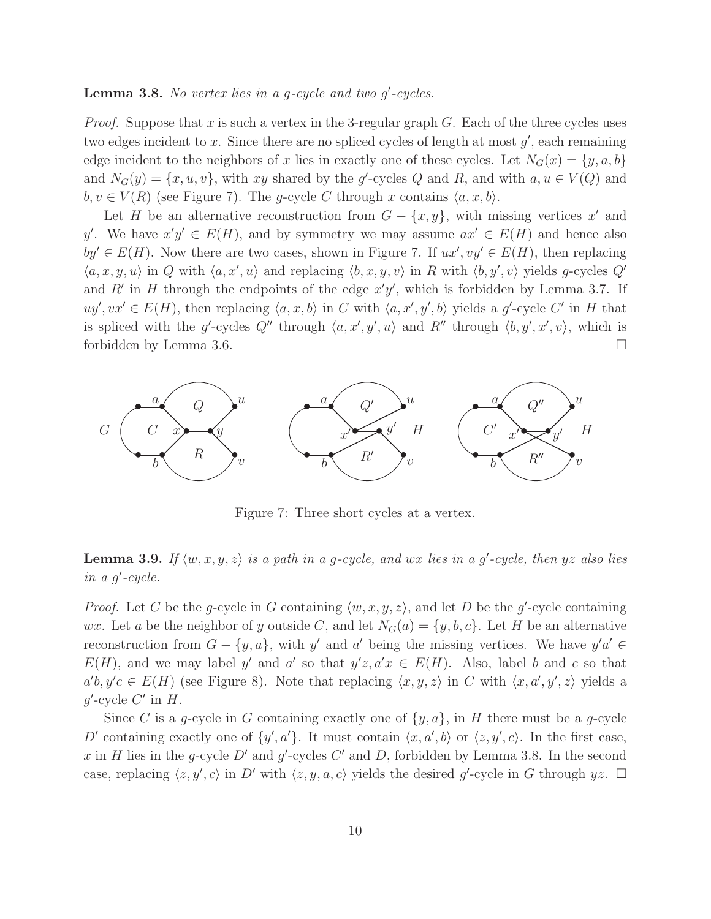**Lemma 3.8.** *No vertex lies in a $g$-cycle and two $g'$-cycles.*

*Proof.* Suppose that $x$ is such a vertex in the 3-regular graph $G$. Each of the three cycles uses two edges incident to $x$. Since there are no spliced cycles of length at most $g'$, each remaining edge incident to the neighbors of $x$ lies in exactly one of these cycles. Let $N_G(x) = \{y, a, b\}$ and $N_G(y) = \{x, u, v\}$, with $xy$ shared by the $g'$-cycles $Q$ and $R$, and with $a, u \in V(Q)$ and $b, v \in V(R)$ (see Figure 7). The $g$-cycle $C$ through $x$ contains $\langle a, x, b\rangle$.

Let $H$ be an alternative reconstruction from $G - \{x, y\}$, with missing vertices $x'$ and $y'$. We have $x'y' \in E(H)$, and by symmetry we may assume $ax' \in E(H)$ and hence also $by' \in E(H)$. Now there are two cases, shown in Figure 7. If $ux', vy' \in E(H)$, then replacing $\langle a, x, y, u\rangle$ in $Q$ with $\langle a, x', u\rangle$ and replacing $\langle b, x, y, v\rangle$ in $R$ with $\langle b, y', v\rangle$ yields $g$-cycles $Q'$ and $R'$ in $H$ through the endpoints of the edge $x'y'$, which is forbidden by Lemma 3.7. If $uy', vx' \in E(H)$, then replacing $\langle a, x, b\rangle$ in $C$ with $\langle a, x', y', b\rangle$ yields a $g'$-cycle $C'$ in $H$ that is spliced with the $g'$-cycles $Q''$ through $\langle a, x', y', u\rangle$ and $R''$ through $\langle b, y', x', v\rangle$, which is forbidden by Lemma 3.6. $\square$

Figure 7: Three short cycles at a vertex.

**Lemma 3.9.** *If $\langle w, x, y, z\rangle$ is a path in a $g$-cycle, and $wx$ lies in a $g'$-cycle, then $yz$ also lies in a $g'$-cycle.*

*Proof.* Let $C$ be the $g$-cycle in $G$ containing $\langle w, x, y, z\rangle$, and let $D$ be the $g'$-cycle containing $wx$. Let $a$ be the neighbor of $y$ outside $C$, and let $N_G(a) = \{y, b, c\}$. Let $H$ be an alternative reconstruction from $G - \{y, a\}$, with $y'$ and $a'$ being the missing vertices. We have $y'a' \in E(H)$, and we may label $y'$ and $a'$ so that $y'z, a'x \in E(H)$. Also, label $b$ and $c$ so that $a'b, y'c \in E(H)$ (see Figure 8). Note that replacing $\langle x, y, z\rangle$ in $C$ with $\langle x, a', y', z\rangle$ yields a $g'$-cycle $C'$ in $H$.

Since $C$ is a $g$-cycle in $G$ containing exactly one of $\{y, a\}$, in $H$ there must be a $g$-cycle $D'$ containing exactly one of $\{y', a'\}$. It must contain $\langle x, a', b\rangle$ or $\langle z, y', c\rangle$. In the first case, $x$ in $H$ lies in the $g$-cycle $D'$ and $g'$-cycles $C'$ and $D$, forbidden by Lemma 3.8. In the second case, replacing $\langle z, y', c\rangle$ in $D'$ with $\langle z, y, a, c\rangle$ yields the desired $g'$-cycle in $G$ through $yz$. $\square$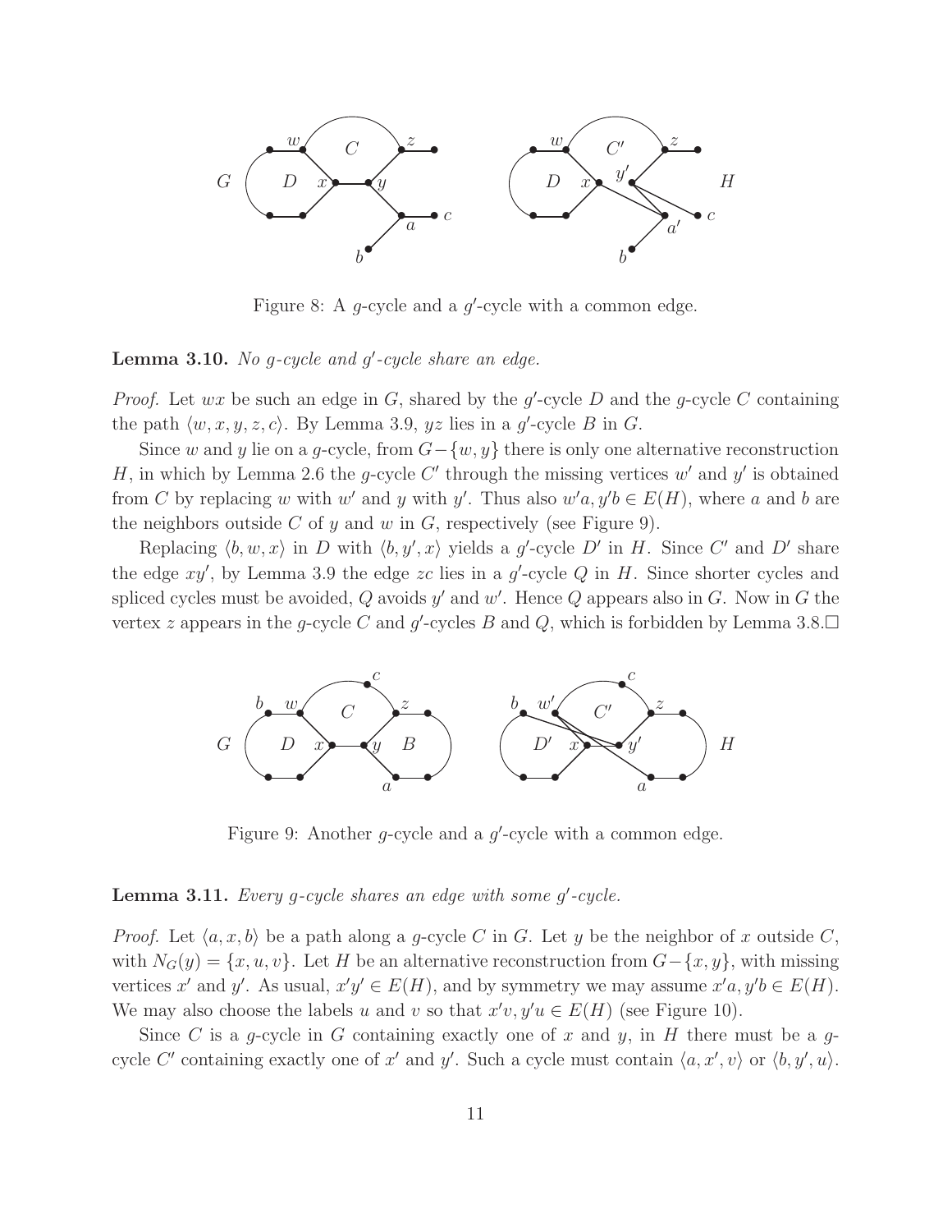Figure 8: A $g$-cycle and a $g'$-cycle with a common edge.

**Lemma 3.10.** *No $g$-cycle and $g'$-cycle share an edge.*

*Proof.* Let $wx$ be such an edge in $G$, shared by the $g'$-cycle $D$ and the $g$-cycle $C$ containing the path $\langle w, x, y, z, c\rangle$. By Lemma 3.9, $yz$ lies in a $g'$-cycle $B$ in $G$.

Since $w$ and $y$ lie on a $g$-cycle, from $G-\{w, y\}$ there is only one alternative reconstruction $H$, in which by Lemma 2.6 the $g$-cycle $C'$ through the missing vertices $w'$ and $y'$ is obtained from $C$ by replacing $w$ with $w'$ and $y$ with $y'$. Thus also $w'a, y'b \in E(H)$, where $a$ and $b$ are the neighbors outside $C$ of $y$ and $w$ in $G$, respectively (see Figure 9).

Replacing $\langle b, w, x\rangle$ in $D$ with $\langle b, y', x\rangle$ yields a $g'$-cycle $D'$ in $H$. Since $C'$ and $D'$ share the edge $xy'$, by Lemma 3.9 the edge $zc$ lies in a $g'$-cycle $Q$ in $H$. Since shorter cycles and spliced cycles must be avoided, $Q$ avoids $y'$ and $w'$. Hence $Q$ appears also in $G$. Now in $G$ the vertex $z$ appears in the $g$-cycle $C$ and $g'$-cycles $B$ and $Q$, which is forbidden by Lemma 3.8. □

Figure 9: Another $g$-cycle and a $g'$-cycle with a common edge.

**Lemma 3.11.** *Every $g$-cycle shares an edge with some $g'$-cycle.*

*Proof.* Let $\langle a, x, b\rangle$ be a path along a $g$-cycle $C$ in $G$. Let $y$ be the neighbor of $x$ outside $C$, with $N_G(y) = \{x, u, v\}$. Let $H$ be an alternative reconstruction from $G-\{x, y\}$, with missing vertices $x'$ and $y'$. As usual, $x'y' \in E(H)$, and by symmetry we may assume $x'a, y'b \in E(H)$. We may also choose the labels $u$ and $v$ so that $x'v, y'u \in E(H)$ (see Figure 10).

Since $C$ is a $g$-cycle in $G$ containing exactly one of $x$ and $y$, in $H$ there must be a $g$-cycle $C'$ containing exactly one of $x'$ and $y'$. Such a cycle must contain $\langle a, x', v\rangle$ or $\langle b, y', u\rangle$.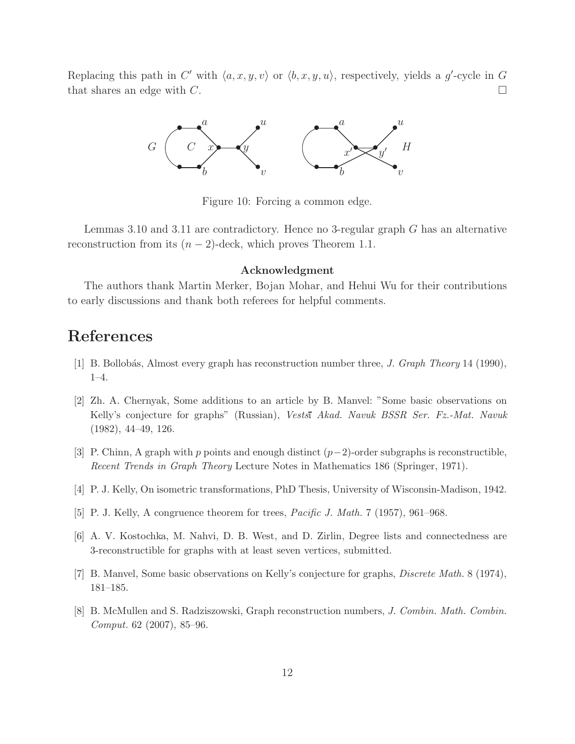Replacing this path in $C'$ with $\langle a, x, y, v\rangle$ or $\langle b, x, y, u\rangle$, respectively, yields a $g'$-cycle in $G$ that shares an edge with $C$. □

Figure 10: Forcing a common edge.

Lemmas 3.10 and 3.11 are contradictory. Hence no 3-regular graph $G$ has an alternative reconstruction from its $(n-2)$-deck, which proves Theorem 1.1.

**Acknowledgment**

The authors thank Martin Merker, Bojan Mohar, and Hehui Wu for their contributions to early discussions and thank both referees for helpful comments.

# References

[1] B. Bollobás, Almost every graph has reconstruction number three, *J. Graph Theory* 14 (1990), 1–4.

[2] Zh. A. Chernyak, Some additions to an article by B. Manvel: "Some basic observations on Kelly's conjecture for graphs" (Russian), *Vestsī Akad. Navuk BSSR Ser. Fz.-Mat. Navuk* (1982), 44–49, 126.

[3] P. Chinn, A graph with $p$ points and enough distinct $(p-2)$-order subgraphs is reconstructible, *Recent Trends in Graph Theory* Lecture Notes in Mathematics 186 (Springer, 1971).

[4] P. J. Kelly, On isometric transformations, PhD Thesis, University of Wisconsin-Madison, 1942.

[5] P. J. Kelly, A congruence theorem for trees, *Pacific J. Math.* 7 (1957), 961–968.

[6] A. V. Kostochka, M. Nahvi, D. B. West, and D. Zirlin, Degree lists and connectedness are 3-reconstructible for graphs with at least seven vertices, submitted.

[7] B. Manvel, Some basic observations on Kelly's conjecture for graphs, *Discrete Math.* 8 (1974), 181–185.

[8] B. McMullen and S. Radziszowski, Graph reconstruction numbers, *J. Combin. Math. Combin. Comput.* 62 (2007), 85–96.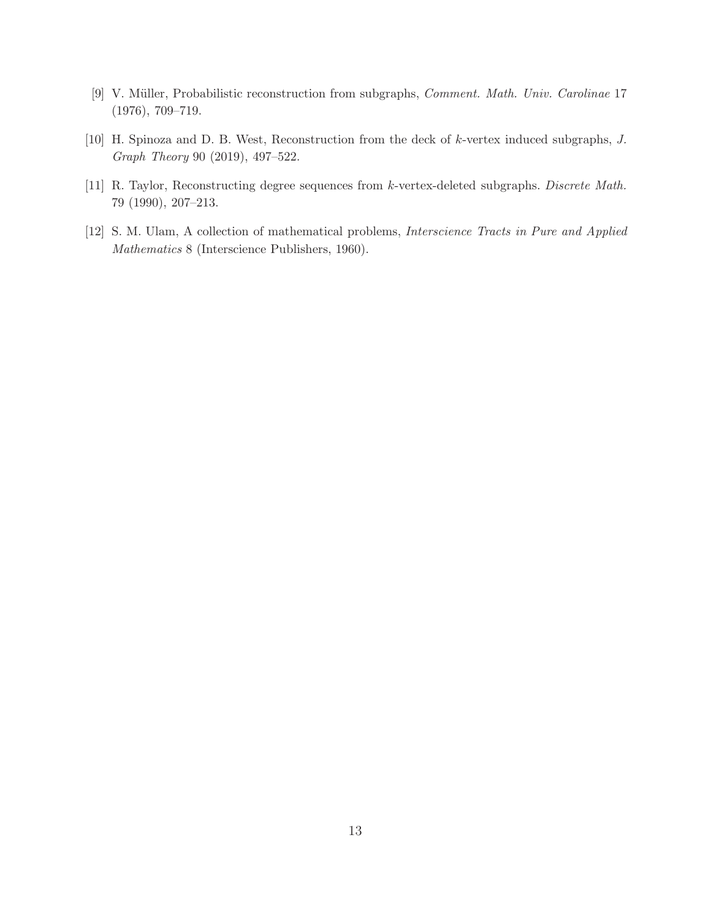[9] V. Müller, Probabilistic reconstruction from subgraphs, *Comment. Math. Univ. Carolinae* 17 (1976), 709–719.

[10] H. Spinoza and D. B. West, Reconstruction from the deck of $k$-vertex induced subgraphs, *J. Graph Theory* 90 (2019), 497–522.

[11] R. Taylor, Reconstructing degree sequences from $k$-vertex-deleted subgraphs. *Discrete Math.* 79 (1990), 207–213.

[12] S. M. Ulam, A collection of mathematical problems, *Interscience Tracts in Pure and Applied Mathematics* 8 (Interscience Publishers, 1960).